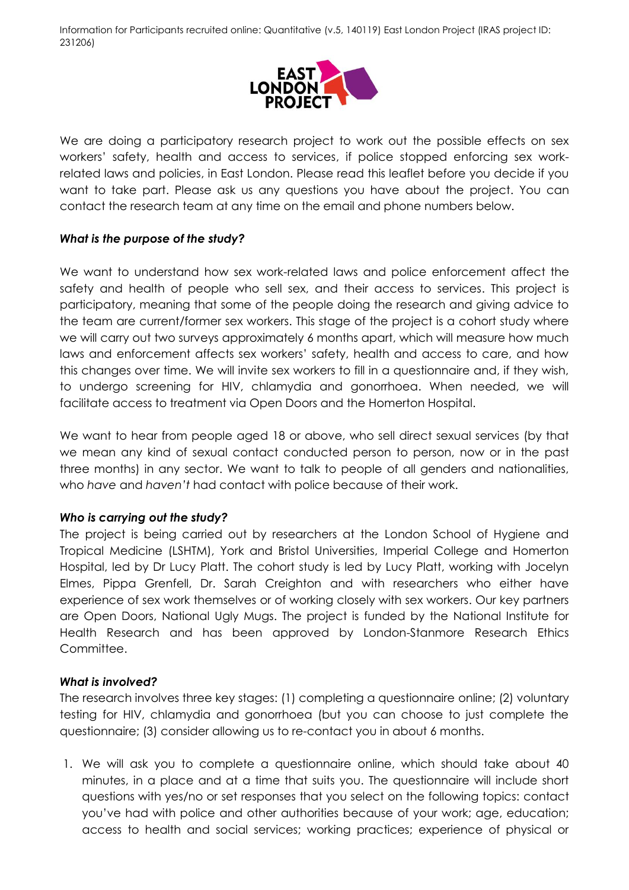We are doing a participatory research project to work out the possible effects on sex workers' safety, health and access to services, if police stopped enforcing sex work-related laws and policies, in East London. Please read this leaflet before you decide if you want to take part. Please ask us any questions you have about the project. You can contact the research team at any time on the email and phone numbers below.

### *What is the purpose of the study?*

We want to understand how sex work-related laws and police enforcement affect the safety and health of people who sell sex, and their access to services. This project is participatory, meaning that some of the people doing the research and giving advice to the team are current/former sex workers. This stage of the project is a cohort study where we will carry out two surveys approximately 6 months apart, which will measure how much laws and enforcement affects sex workers' safety, health and access to care, and how this changes over time. We will invite sex workers to fill in a questionnaire and, if they wish, to undergo screening for HIV, chlamydia and gonorrhoea. When needed, we will facilitate access to treatment via Open Doors and the Homerton Hospital.

We want to hear from people aged 18 or above, who sell direct sexual services (by that we mean any kind of sexual contact conducted person to person, now or in the past three months) in any sector. We want to talk to people of all genders and nationalities, who *have* and *haven't* had contact with police because of their work.

### *Who is carrying out the study?*

The project is being carried out by researchers at the London School of Hygiene and Tropical Medicine (LSHTM), York and Bristol Universities, Imperial College and Homerton Hospital, led by Dr Lucy Platt. The cohort study is led by Lucy Platt, working with Jocelyn Elmes, Pippa Grenfell, Dr. Sarah Creighton and with researchers who either have experience of sex work themselves or of working closely with sex workers. Our key partners are Open Doors, National Ugly Mugs. The project is funded by the National Institute for Health Research and has been approved by London-Stanmore Research Ethics Committee.

### *What is involved?*

The research involves three key stages: (1) completing a questionnaire online; (2) voluntary testing for HIV, chlamydia and gonorrhoea (but you can choose to just complete the questionnaire; (3) consider allowing us to re-contact you in about 6 months.

1. We will ask you to complete a questionnaire online, which should take about 40 minutes, in a place and at a time that suits you. The questionnaire will include short questions with yes/no or set responses that you select on the following topics: contact you've had with police and other authorities because of your work; age, education; access to health and social services; working practices; experience of physical or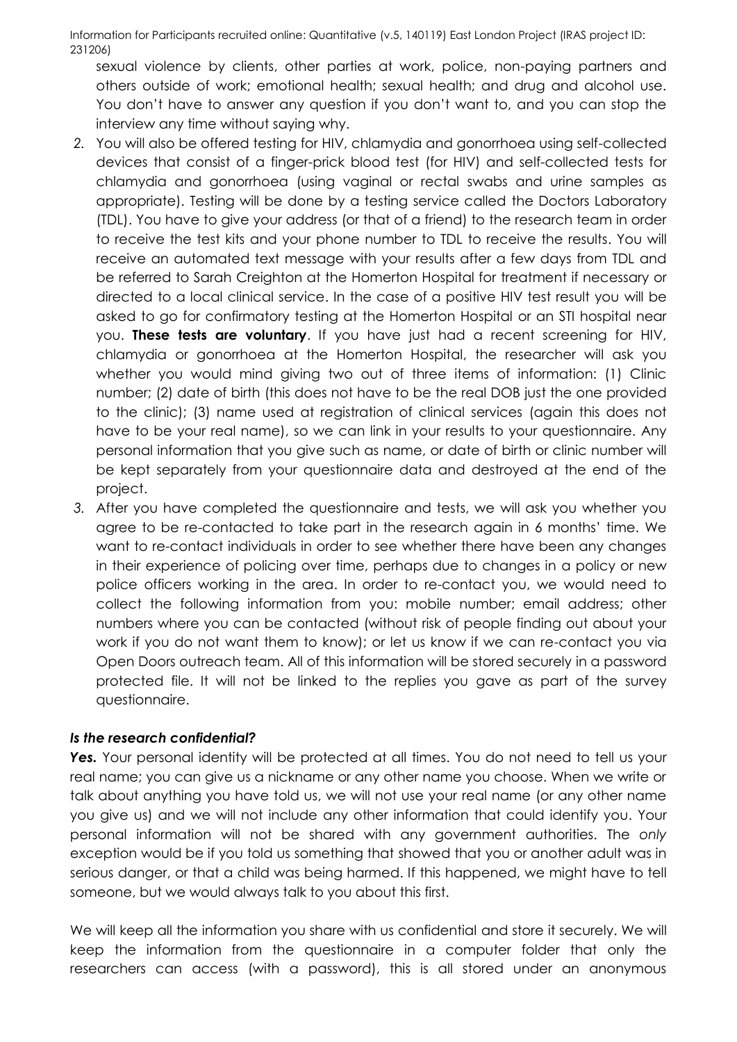sexual violence by clients, other parties at work, police, non-paying partners and others outside of work; emotional health; sexual health; and drug and alcohol use. You don't have to answer any question if you don't want to, and you can stop the interview any time without saying why.

2. You will also be offered testing for HIV, chlamydia and gonorrhoea using self-collected devices that consist of a finger-prick blood test (for HIV) and self-collected tests for chlamydia and gonorrhoea (using vaginal or rectal swabs and urine samples as appropriate). Testing will be done by a testing service called the Doctors Laboratory (TDL). You have to give your address (or that of a friend) to the research team in order to receive the test kits and your phone number to TDL to receive the results. You will receive an automated text message with your results after a few days from TDL and be referred to Sarah Creighton at the Homerton Hospital for treatment if necessary or directed to a local clinical service. In the case of a positive HIV test result you will be asked to go for confirmatory testing at the Homerton Hospital or an STI hospital near you. **These tests are voluntary**. If you have just had a recent screening for HIV, chlamydia or gonorrhoea at the Homerton Hospital, the researcher will ask you whether you would mind giving two out of three items of information: (1) Clinic number; (2) date of birth (this does not have to be the real DOB just the one provided to the clinic); (3) name used at registration of clinical services (again this does not have to be your real name), so we can link in your results to your questionnaire. Any personal information that you give such as name, or date of birth or clinic number will be kept separately from your questionnaire data and destroyed at the end of the project.

3. After you have completed the questionnaire and tests, we will ask you whether you agree to be re-contacted to take part in the research again in 6 months' time. We want to re-contact individuals in order to see whether there have been any changes in their experience of policing over time, perhaps due to changes in a policy or new police officers working in the area. In order to re-contact you, we would need to collect the following information from you: mobile number; email address; other numbers where you can be contacted (without risk of people finding out about your work if you do not want them to know); or let us know if we can re-contact you via Open Doors outreach team. All of this information will be stored securely in a password protected file. It will not be linked to the replies you gave as part of the survey questionnaire.

### *Is the research confidential?*

***Yes.*** Your personal identity will be protected at all times. You do not need to tell us your real name; you can give us a nickname or any other name you choose. When we write or talk about anything you have told us, we will not use your real name (or any other name you give us) and we will not include any other information that could identify you. Your personal information will not be shared with any government authorities. The *only* exception would be if you told us something that showed that you or another adult was in serious danger, or that a child was being harmed. If this happened, we might have to tell someone, but we would always talk to you about this first.

We will keep all the information you share with us confidential and store it securely. We will keep the information from the questionnaire in a computer folder that only the researchers can access (with a password), this is all stored under an anonymous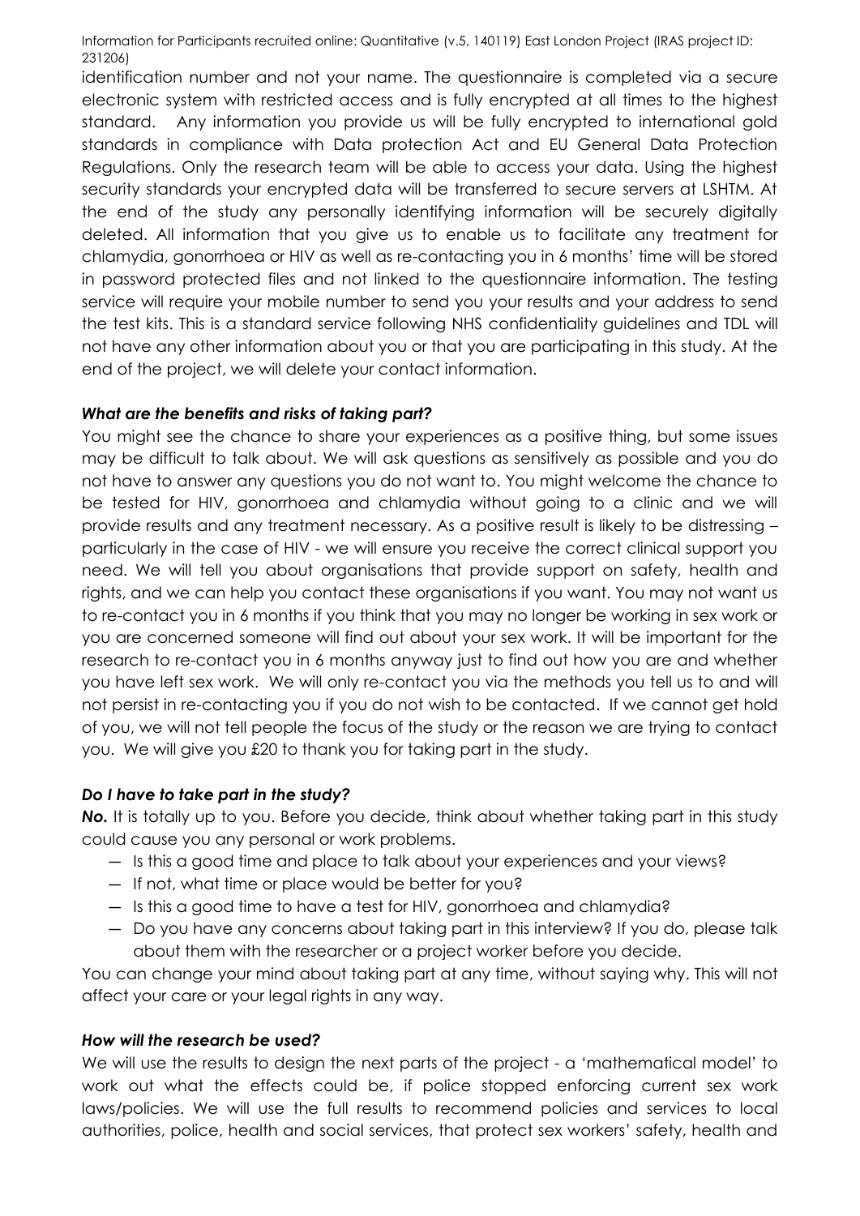identification number and not your name. The questionnaire is completed via a secure electronic system with restricted access and is fully encrypted at all times to the highest standard. Any information you provide us will be fully encrypted to international gold standards in compliance with Data protection Act and EU General Data Protection Regulations. Only the research team will be able to access your data. Using the highest security standards your encrypted data will be transferred to secure servers at LSHTM. At the end of the study any personally identifying information will be securely digitally deleted. All information that you give us to enable us to facilitate any treatment for chlamydia, gonorrhoea or HIV as well as re-contacting you in 6 months' time will be stored in password protected files and not linked to the questionnaire information. The testing service will require your mobile number to send you your results and your address to send the test kits. This is a standard service following NHS confidentiality guidelines and TDL will not have any other information about you or that you are participating in this study. At the end of the project, we will delete your contact information.

### *What are the benefits and risks of taking part?*

You might see the chance to share your experiences as a positive thing, but some issues may be difficult to talk about. We will ask questions as sensitively as possible and you do not have to answer any questions you do not want to. You might welcome the chance to be tested for HIV, gonorrhoea and chlamydia without going to a clinic and we will provide results and any treatment necessary. As a positive result is likely to be distressing – particularly in the case of HIV - we will ensure you receive the correct clinical support you need. We will tell you about organisations that provide support on safety, health and rights, and we can help you contact these organisations if you want. You may not want us to re-contact you in 6 months if you think that you may no longer be working in sex work or you are concerned someone will find out about your sex work. It will be important for the research to re-contact you in 6 months anyway just to find out how you are and whether you have left sex work. We will only re-contact you via the methods you tell us to and will not persist in re-contacting you if you do not wish to be contacted. If we cannot get hold of you, we will not tell people the focus of the study or the reason we are trying to contact you. We will give you £20 to thank you for taking part in the study.

### *Do I have to take part in the study?*

***No.*** It is totally up to you. Before you decide, think about whether taking part in this study could cause you any personal or work problems.

- Is this a good time and place to talk about your experiences and your views?
- If not, what time or place would be better for you?
- Is this a good time to have a test for HIV, gonorrhoea and chlamydia?
- Do you have any concerns about taking part in this interview? If you do, please talk about them with the researcher or a project worker before you decide.

You can change your mind about taking part at any time, without saying why. This will not affect your care or your legal rights in any way.

### *How will the research be used?*

We will use the results to design the next parts of the project - a 'mathematical model' to work out what the effects could be, if police stopped enforcing current sex work laws/policies. We will use the full results to recommend policies and services to local authorities, police, health and social services, that protect sex workers' safety, health and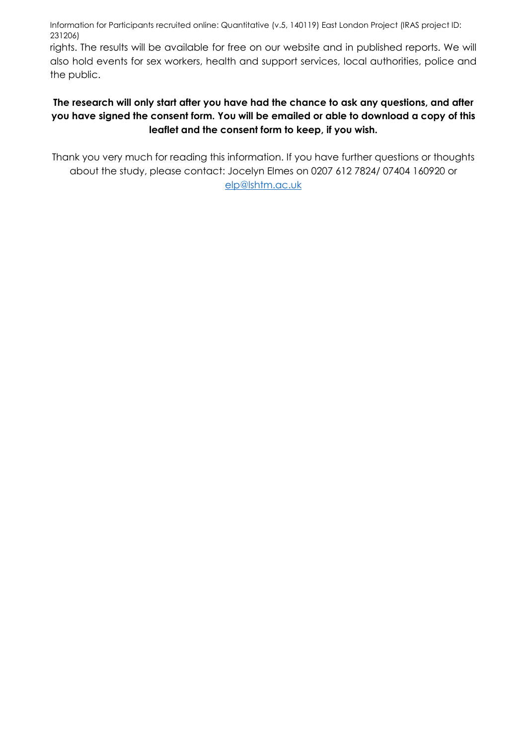rights. The results will be available for free on our website and in published reports. We will also hold events for sex workers, health and support services, local authorities, police and the public.

**The research will only start after you have had the chance to ask any questions, and after you have signed the consent form. You will be emailed or able to download a copy of this leaflet and the consent form to keep, if you wish.**

Thank you very much for reading this information. If you have further questions or thoughts about the study, please contact: Jocelyn Elmes on 0207 612 7824/ 07404 160920 or elp@lshtm.ac.uk